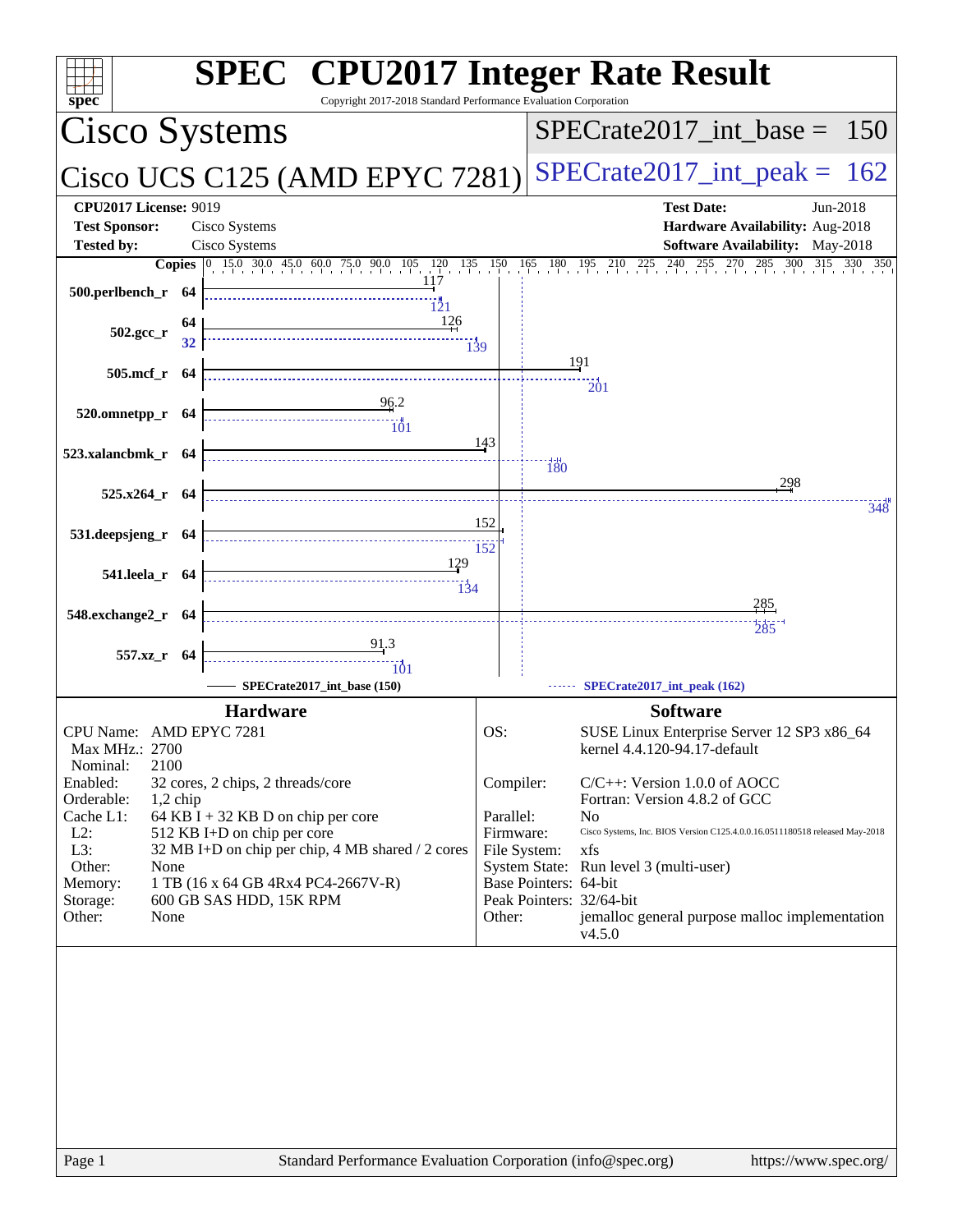# SPEC CPU2017 Integer Rate Result

Copyright 2017-2018 Standard Performance Evaluation Corporation

## Cisco Systems

## Cisco UCS C125 (AMD EPYC 7281)

SPECrate2017_int_base = 150

SPECrate2017_int_peak = 162

**CPU2017 License:** 9019
**Test Sponsor:** Cisco Systems
**Tested by:** Cisco Systems

**Test Date:** Jun-2018
**Hardware Availability:** Aug-2018
**Software Availability:** May-2018

Copies 0 15.0 30.0 45.0 60.0 75.0 90.0 105 120 135 150 165 180 195 210 225 240 255 270 285 300 315 330 350

500.perlbench_r 64 117 121
502.gcc_r 64 126
32 139
505.mcf_r 64 191 201
520.omnetpp_r 64 96.2 101
523.xalancbmk_r 64 143 180
525.x264_r 64 298 348
531.deepsjeng_r 64 152 152
541.leela_r 64 129 134
548.exchange2_r 64 285 285
557.xz_r 64 91.3 101

SPECrate2017_int_base (150)
SPECrate2017_int_peak (162)

### Hardware

| | |
|---|---|
| CPU Name: | AMD EPYC 7281 |
| Max MHz.: | 2700 |
| Nominal: | 2100 |
| Enabled: | 32 cores, 2 chips, 2 threads/core |
| Orderable: | 1,2 chip |
| Cache L1: | 64 KB I + 32 KB D on chip per core |
| L2: | 512 KB I+D on chip per core |
| L3: | 32 MB I+D on chip per chip, 4 MB shared / 2 cores |
| Other: | None |
| Memory: | 1 TB (16 x 64 GB 4Rx4 PC4-2667V-R) |
| Storage: | 600 GB SAS HDD, 15K RPM |
| Other: | None |

### Software

| | |
|---|---|
| OS: | SUSE Linux Enterprise Server 12 SP3 x86_64 kernel 4.4.120-94.17-default |
| Compiler: | C/C++: Version 1.0.0 of AOCC Fortran: Version 4.8.2 of GCC |
| Parallel: | No |
| Firmware: | Cisco Systems, Inc. BIOS Version C125.4.0.0.16.0511180518 released May-2018 |
| File System: | xfs |
| System State: | Run level 3 (multi-user) |
| Base Pointers: | 64-bit |
| Peak Pointers: | 32/64-bit |
| Other: | jemalloc general purpose malloc implementation v4.5.0 |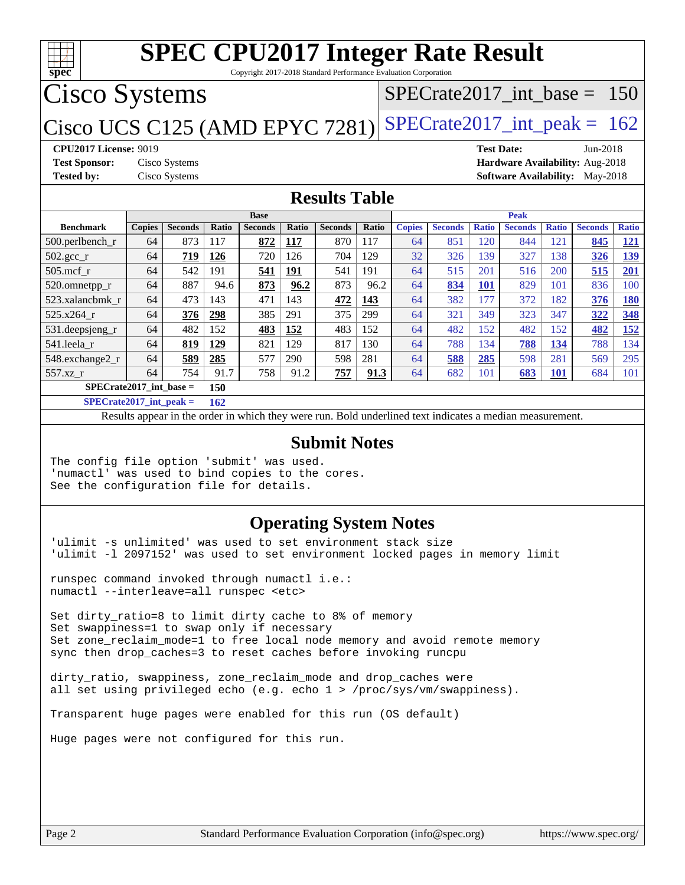# SPEC CPU2017 Integer Rate Result

Copyright 2017-2018 Standard Performance Evaluation Corporation

# Cisco Systems

# Cisco UCS C125 (AMD EPYC 7281)

SPECrate2017_int_base = 150

SPECrate2017_int_peak = 162

**CPU2017 License:** 9019
**Test Sponsor:** Cisco Systems
**Tested by:** Cisco Systems

**Test Date:** Jun-2018
**Hardware Availability:** Aug-2018
**Software Availability:** May-2018

## Results Table

| | Base | | | | | | | Peak | | | | | | |
|---|---|---|---|---|---|---|---|---|---|---|---|---|---|---|
| **Benchmark** | **Copies** | **Seconds** | **Ratio** | **Seconds** | **Ratio** | **Seconds** | **Ratio** | **Copies** | **Seconds** | **Ratio** | **Seconds** | **Ratio** | **Seconds** | **Ratio** |
| 500.perlbench_r | 64 | 873 | 117 | **872** | **117** | 870 | 117 | 64 | 851 | 120 | 844 | 121 | **845** | **121** |
| 502.gcc_r | 64 | **719** | **126** | 720 | 126 | 704 | 129 | 32 | 326 | 139 | 327 | 138 | **326** | **139** |
| 505.mcf_r | 64 | 542 | 191 | **541** | **191** | 541 | 191 | 64 | 515 | 201 | 516 | 200 | **515** | **201** |
| 520.omnetpp_r | 64 | 887 | 94.6 | **873** | **96.2** | 873 | 96.2 | 64 | **834** | **101** | 829 | 101 | 836 | 100 |
| 523.xalancbmk_r | 64 | 473 | 143 | 471 | 143 | **472** | **143** | 64 | 382 | 177 | 372 | 182 | **376** | **180** |
| 525.x264_r | 64 | **376** | **298** | 385 | 291 | 375 | 299 | 64 | 321 | 349 | 323 | 347 | **322** | **348** |
| 531.deepsjeng_r | 64 | 482 | 152 | **483** | **152** | 483 | 152 | 64 | 482 | 152 | 482 | 152 | **482** | **152** |
| 541.leela_r | 64 | **819** | **129** | 821 | 129 | 817 | 130 | 64 | 788 | 134 | **788** | **134** | 788 | 134 |
| 548.exchange2_r | 64 | **589** | **285** | 577 | 290 | 598 | 281 | 64 | **588** | **285** | 598 | 281 | 569 | 295 |
| 557.xz_r | 64 | 754 | 91.7 | 758 | 91.2 | **757** | **91.3** | 64 | 682 | 101 | **683** | **101** | 684 | 101 |

**SPECrate2017_int_base = 150**

**SPECrate2017_int_peak = 162**

Results appear in the order in which they were run. Bold underlined text indicates a median measurement.

## Submit Notes

```
The config file option 'submit' was used.
'numactl' was used to bind copies to the cores.
See the configuration file for details.
```

## Operating System Notes

```
'ulimit -s unlimited' was used to set environment stack size
'ulimit -l 2097152' was used to set environment locked pages in memory limit

runspec command invoked through numactl i.e.:
numactl --interleave=all runspec <etc>

Set dirty_ratio=8 to limit dirty cache to 8% of memory
Set swappiness=1 to swap only if necessary
Set zone_reclaim_mode=1 to free local node memory and avoid remote memory
sync then drop_caches=3 to reset caches before invoking runcpu

dirty_ratio, swappiness, zone_reclaim_mode and drop_caches were
all set using privileged echo (e.g. echo 1 > /proc/sys/vm/swappiness).

Transparent huge pages were enabled for this run (OS default)

Huge pages were not configured for this run.
```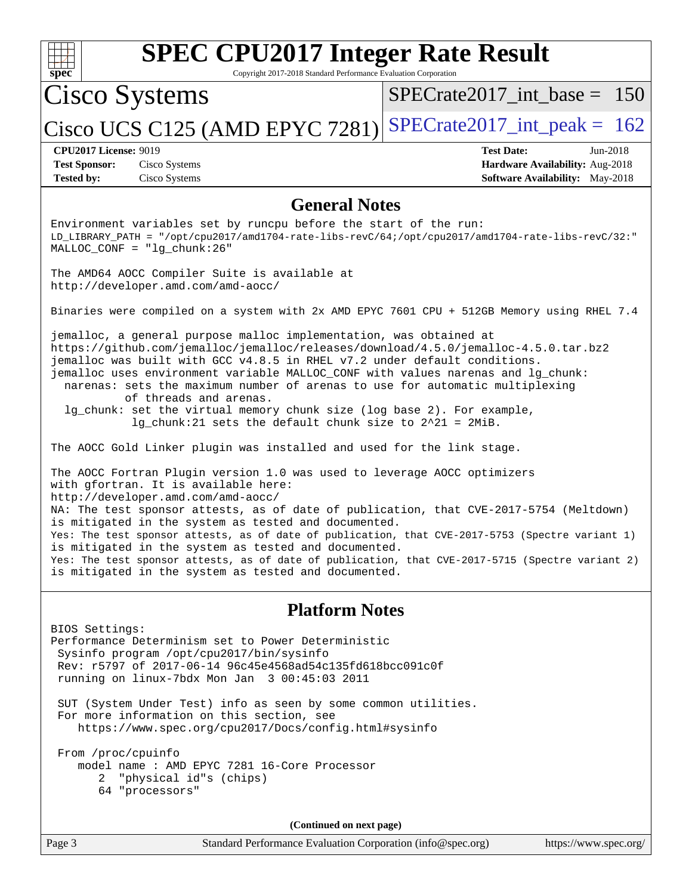# SPEC CPU2017 Integer Rate Result

Copyright 2017-2018 Standard Performance Evaluation Corporation

**Cisco Systems**

**Cisco UCS C125 (AMD EPYC 7281)**

SPECrate2017_int_base = 150

SPECrate2017_int_peak = 162

| | | | |
|---|---|---|---|
| **CPU2017 License:** | 9019 | **Test Date:** | Jun-2018 |
| **Test Sponsor:** | Cisco Systems | **Hardware Availability:** | Aug-2018 |
| **Tested by:** | Cisco Systems | **Software Availability:** | May-2018 |

## General Notes

```
Environment variables set by runcpu before the start of the run:
LD_LIBRARY_PATH = "/opt/cpu2017/amd1704-rate-libs-revC/64;/opt/cpu2017/amd1704-rate-libs-revC/32:"
MALLOC_CONF = "lg_chunk:26"

The AMD64 AOCC Compiler Suite is available at
http://developer.amd.com/amd-aocc/

Binaries were compiled on a system with 2x AMD EPYC 7601 CPU + 512GB Memory using RHEL 7.4

jemalloc, a general purpose malloc implementation, was obtained at
https://github.com/jemalloc/jemalloc/releases/download/4.5.0/jemalloc-4.5.0.tar.bz2
jemalloc was built with GCC v4.8.5 in RHEL v7.2 under default conditions.
jemalloc uses environment variable MALLOC_CONF with values narenas and lg_chunk:
  narenas: sets the maximum number of arenas to use for automatic multiplexing
           of threads and arenas.
  lg_chunk: set the virtual memory chunk size (log base 2). For example,
            lg_chunk:21 sets the default chunk size to 2^21 = 2MiB.

The AOCC Gold Linker plugin was installed and used for the link stage.

The AOCC Fortran Plugin version 1.0 was used to leverage AOCC optimizers
with gfortran. It is available here:
http://developer.amd.com/amd-aocc/
NA: The test sponsor attests, as of date of publication, that CVE-2017-5754 (Meltdown)
is mitigated in the system as tested and documented.
Yes: The test sponsor attests, as of date of publication, that CVE-2017-5753 (Spectre variant 1)
is mitigated in the system as tested and documented.
Yes: The test sponsor attests, as of date of publication, that CVE-2017-5715 (Spectre variant 2)
is mitigated in the system as tested and documented.
```

## Platform Notes

```
BIOS Settings:
Performance Determinism set to Power Deterministic
 Sysinfo program /opt/cpu2017/bin/sysinfo
 Rev: r5797 of 2017-06-14 96c45e4568ad54c135fd618bcc091c0f
 running on linux-7bdx Mon Jan  3 00:45:03 2011

 SUT (System Under Test) info as seen by some common utilities.
 For more information on this section, see
    https://www.spec.org/cpu2017/Docs/config.html#sysinfo

 From /proc/cpuinfo
    model name : AMD EPYC 7281 16-Core Processor
       2  "physical id"s (chips)
       64 "processors"
```

**(Continued on next page)**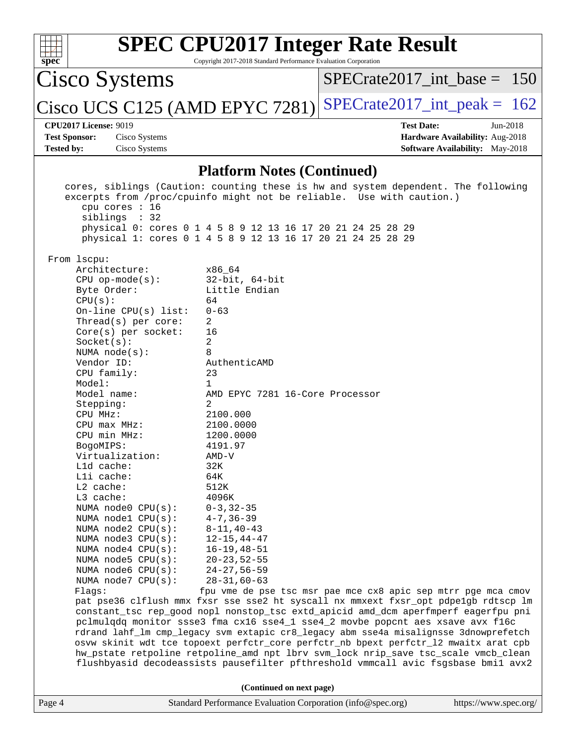## Platform Notes (Continued)

```
   cores, siblings (Caution: counting these is hw and system dependent. The following
   excerpts from /proc/cpuinfo might not be reliable.  Use with caution.)
      cpu cores : 16
      siblings  : 32
      physical 0: cores 0 1 4 5 8 9 12 13 16 17 20 21 24 25 28 29
      physical 1: cores 0 1 4 5 8 9 12 13 16 17 20 21 24 25 28 29

From lscpu:
     Architecture:          x86_64
     CPU op-mode(s):        32-bit, 64-bit
     Byte Order:            Little Endian
     CPU(s):                64
     On-line CPU(s) list:   0-63
     Thread(s) per core:    2
     Core(s) per socket:    16
     Socket(s):             2
     NUMA node(s):          8
     Vendor ID:             AuthenticAMD
     CPU family:            23
     Model:                 1
     Model name:            AMD EPYC 7281 16-Core Processor
     Stepping:              2
     CPU MHz:               2100.000
     CPU max MHz:           2100.0000
     CPU min MHz:           1200.0000
     BogoMIPS:              4191.97
     Virtualization:        AMD-V
     L1d cache:             32K
     L1i cache:             64K
     L2 cache:              512K
     L3 cache:              4096K
     NUMA node0 CPU(s):     0-3,32-35
     NUMA node1 CPU(s):     4-7,36-39
     NUMA node2 CPU(s):     8-11,40-43
     NUMA node3 CPU(s):     12-15,44-47
     NUMA node4 CPU(s):     16-19,48-51
     NUMA node5 CPU(s):     20-23,52-55
     NUMA node6 CPU(s):     24-27,56-59
     NUMA node7 CPU(s):     28-31,60-63
     Flags:                 fpu vme de pse tsc msr pae mce cx8 apic sep mtrr pge mca cmov
     pat pse36 clflush mmx fxsr sse sse2 ht syscall nx mmxext fxsr_opt pdpe1gb rdtscp lm
     constant_tsc rep_good nopl nonstop_tsc extd_apicid amd_dcm aperfmperf eagerfpu pni
     pclmulqdq monitor ssse3 fma cx16 sse4_1 sse4_2 movbe popcnt aes xsave avx f16c
     rdrand lahf_lm cmp_legacy svm extapic cr8_legacy abm sse4a misalignsse 3dnowprefetch
     osvw skinit wdt tce topoext perfctr_core perfctr_nb bpext perfctr_l2 mwaitx arat cpb
     hw_pstate retpoline retpoline_amd npt lbrv svm_lock nrip_save tsc_scale vmcb_clean
     flushbyasid decodeassists pausefilter pfthreshold vmmcall avic fsgsbase bmi1 avx2
```

**(Continued on next page)**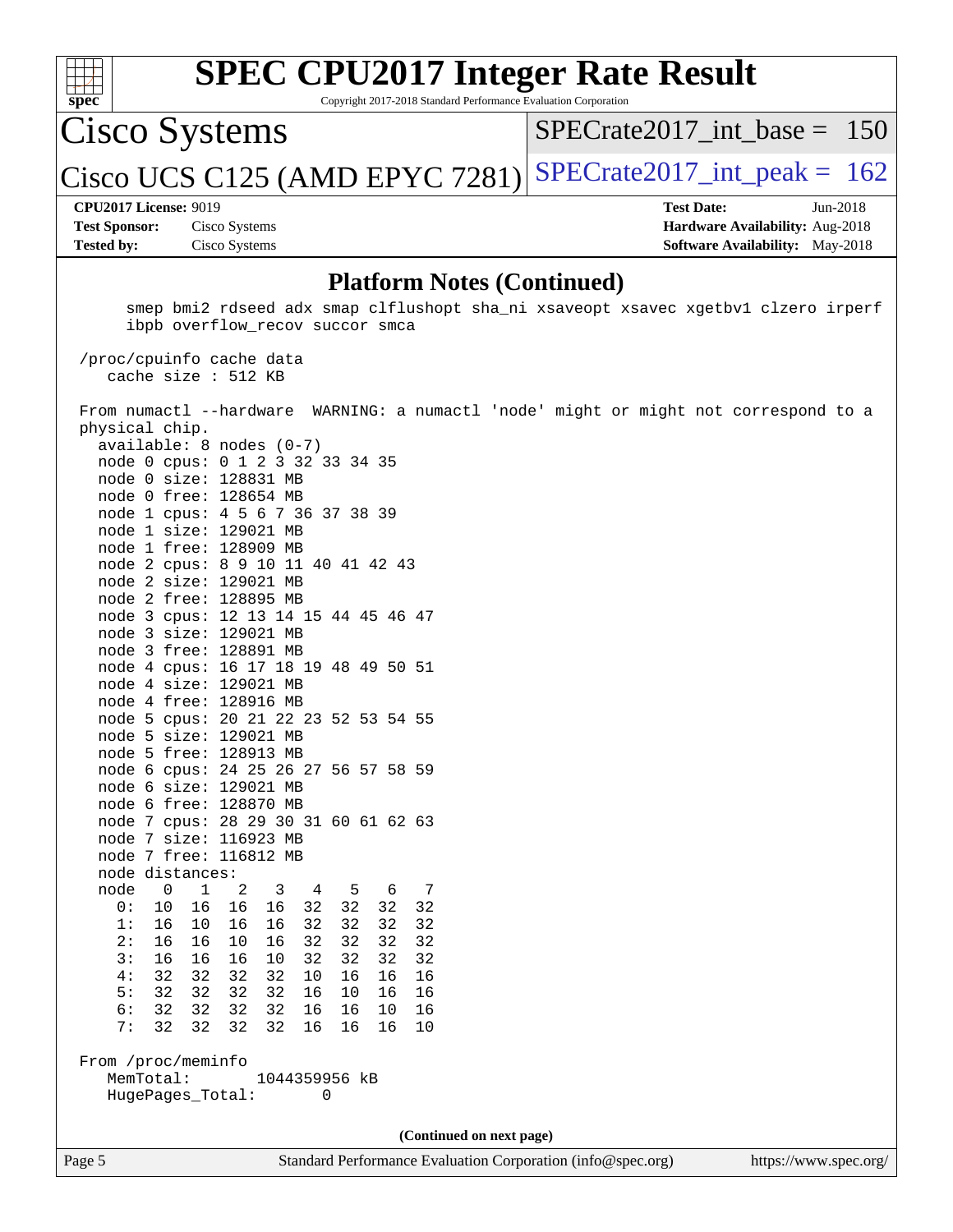## Platform Notes (Continued)

```
      smep bmi2 rdseed adx smap clflushopt sha_ni xsaveopt xsavec xgetbv1 clzero irperf
      ibpb overflow_recov succor smca

 /proc/cpuinfo cache data
    cache size : 512 KB

 From numactl --hardware  WARNING: a numactl 'node' might or might not correspond to a
 physical chip.
   available: 8 nodes (0-7)
   node 0 cpus: 0 1 2 3 32 33 34 35
   node 0 size: 128831 MB
   node 0 free: 128654 MB
   node 1 cpus: 4 5 6 7 36 37 38 39
   node 1 size: 129021 MB
   node 1 free: 128909 MB
   node 2 cpus: 8 9 10 11 40 41 42 43
   node 2 size: 129021 MB
   node 2 free: 128895 MB
   node 3 cpus: 12 13 14 15 44 45 46 47
   node 3 size: 129021 MB
   node 3 free: 128891 MB
   node 4 cpus: 16 17 18 19 48 49 50 51
   node 4 size: 129021 MB
   node 4 free: 128916 MB
   node 5 cpus: 20 21 22 23 52 53 54 55
   node 5 size: 129021 MB
   node 5 free: 128913 MB
   node 6 cpus: 24 25 26 27 56 57 58 59
   node 6 size: 129021 MB
   node 6 free: 128870 MB
   node 7 cpus: 28 29 30 31 60 61 62 63
   node 7 size: 116923 MB
   node 7 free: 116812 MB
   node distances:
   node   0   1   2   3   4   5   6   7
     0:  10  16  16  16  32  32  32  32
     1:  16  10  16  16  32  32  32  32
     2:  16  16  10  16  32  32  32  32
     3:  16  16  16  10  32  32  32  32
     4:  32  32  32  32  10  16  16  16
     5:  32  32  32  32  16  10  16  16
     6:  32  32  32  32  16  16  10  16
     7:  32  32  32  32  16  16  16  10

 From /proc/meminfo
    MemTotal:       1044359956 kB
    HugePages_Total:       0
```

**(Continued on next page)**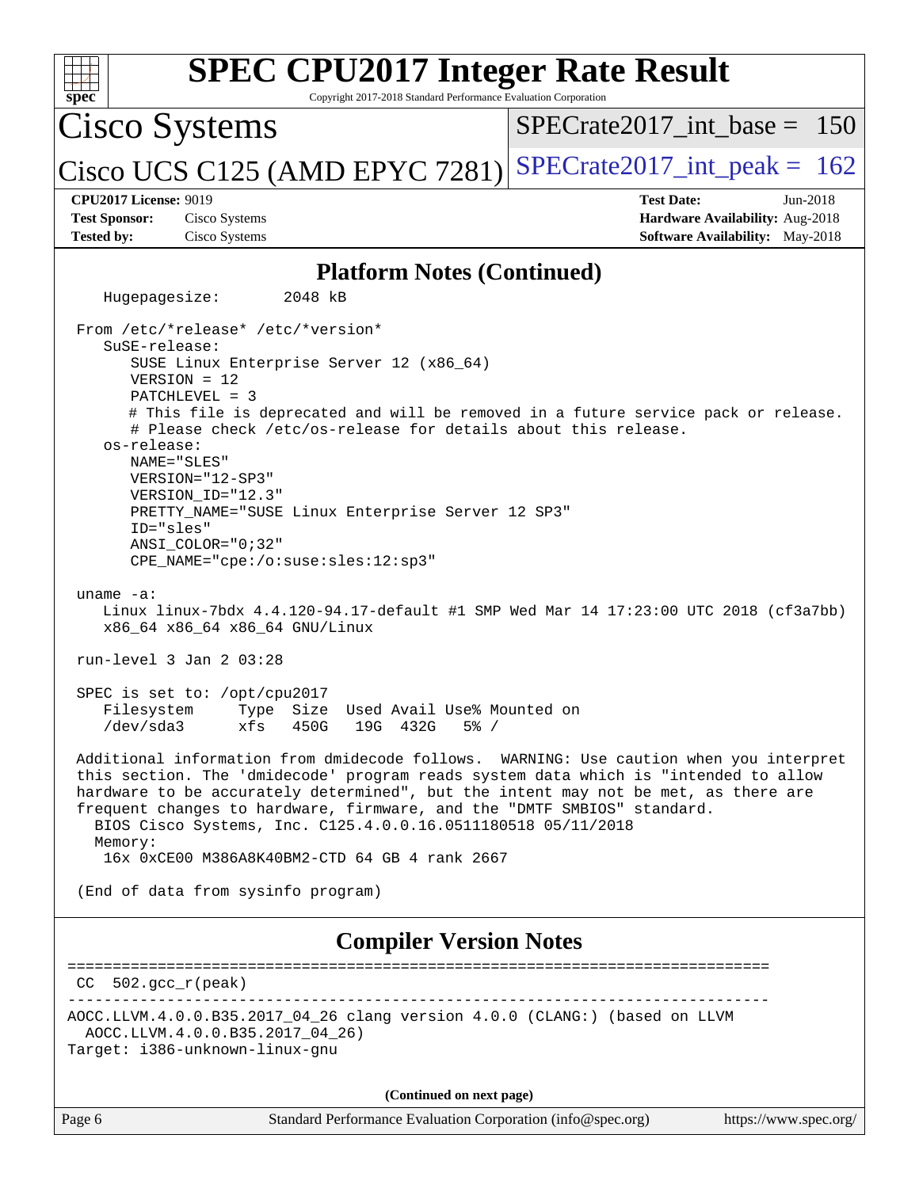# SPEC CPU2017 Integer Rate Result

Copyright 2017-2018 Standard Performance Evaluation Corporation

Cisco Systems

Cisco UCS C125 (AMD EPYC 7281)

SPECrate2017_int_base = 150

SPECrate2017_int_peak = 162

**CPU2017 License:** 9019
**Test Sponsor:** Cisco Systems
**Tested by:** Cisco Systems

**Test Date:** Jun-2018
**Hardware Availability:** Aug-2018
**Software Availability:** May-2018

## Platform Notes (Continued)

```
    Hugepagesize:        2048 kB

 From /etc/*release* /etc/*version*
    SuSE-release:
       SUSE Linux Enterprise Server 12 (x86_64)
       VERSION = 12
       PATCHLEVEL = 3
       # This file is deprecated and will be removed in a future service pack or release.
       # Please check /etc/os-release for details about this release.
    os-release:
       NAME="SLES"
       VERSION="12-SP3"
       VERSION_ID="12.3"
       PRETTY_NAME="SUSE Linux Enterprise Server 12 SP3"
       ID="sles"
       ANSI_COLOR="0;32"
       CPE_NAME="cpe:/o:suse:sles:12:sp3"

 uname -a:
    Linux linux-7bdx 4.4.120-94.17-default #1 SMP Wed Mar 14 17:23:00 UTC 2018 (cf3a7bb)
    x86_64 x86_64 x86_64 GNU/Linux

 run-level 3 Jan 2 03:28

 SPEC is set to: /opt/cpu2017
    Filesystem     Type  Size  Used Avail Use% Mounted on
    /dev/sda3      xfs   450G   19G  432G   5% /

 Additional information from dmidecode follows.  WARNING: Use caution when you interpret
 this section. The 'dmidecode' program reads system data which is "intended to allow
 hardware to be accurately determined", but the intent may not be met, as there are
 frequent changes to hardware, firmware, and the "DMTF SMBIOS" standard.
   BIOS Cisco Systems, Inc. C125.4.0.0.16.0511180518 05/11/2018
   Memory:
    16x 0xCE00 M386A8K40BM2-CTD 64 GB 4 rank 2667

 (End of data from sysinfo program)
```

## Compiler Version Notes

```
==============================================================================
 CC  502.gcc_r(peak)
------------------------------------------------------------------------------
AOCC.LLVM.4.0.0.B35.2017_04_26 clang version 4.0.0 (CLANG:) (based on LLVM
  AOCC.LLVM.4.0.0.B35.2017_04_26)
Target: i386-unknown-linux-gnu
```

**(Continued on next page)**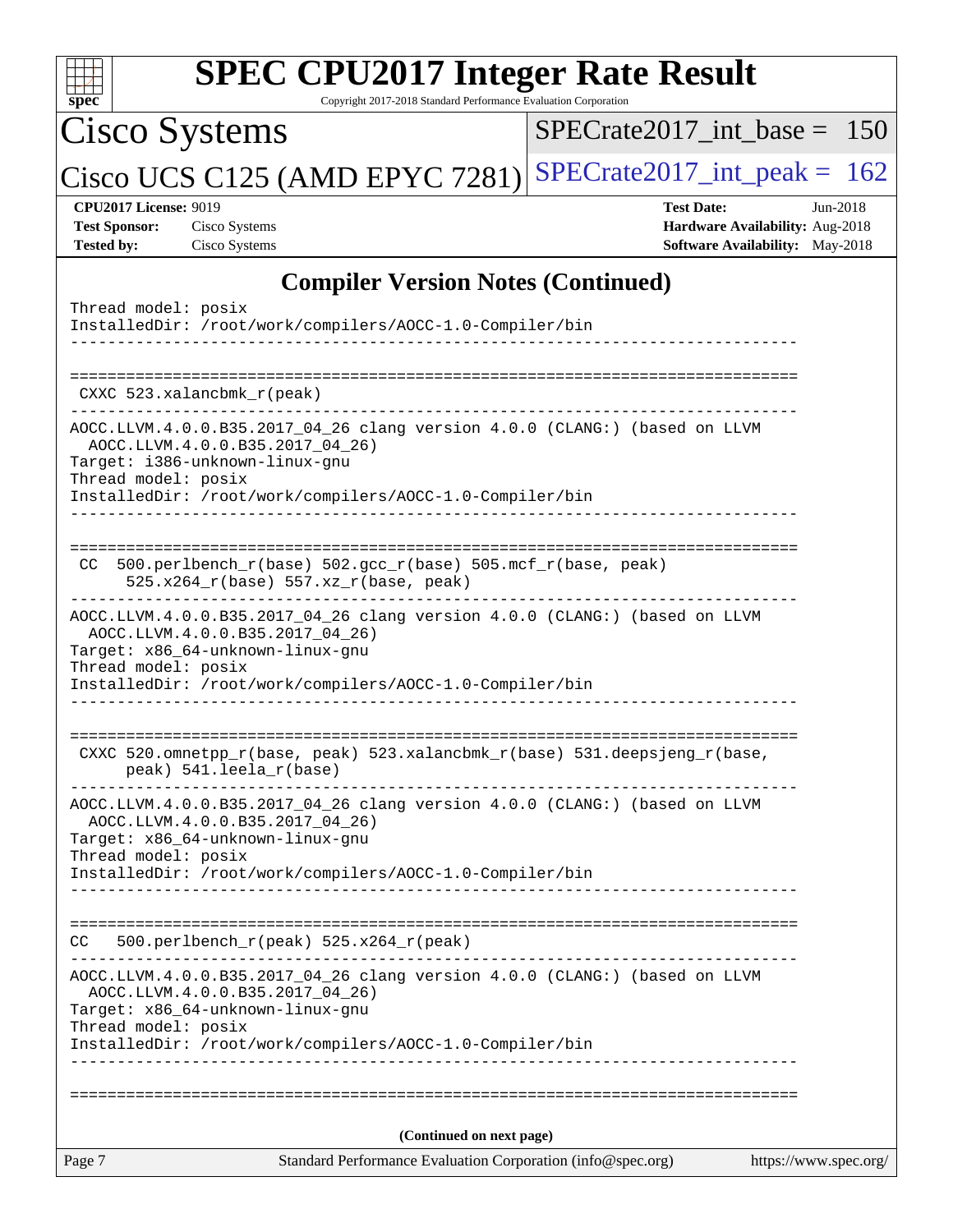## Compiler Version Notes (Continued)

```
Thread model: posix
InstalledDir: /root/work/compilers/AOCC-1.0-Compiler/bin
------------------------------------------------------------------------------

==============================================================================
 CXXC 523.xalancbmk_r(peak)
------------------------------------------------------------------------------
AOCC.LLVM.4.0.0.B35.2017_04_26 clang version 4.0.0 (CLANG:) (based on LLVM
  AOCC.LLVM.4.0.0.B35.2017_04_26)
Target: i386-unknown-linux-gnu
Thread model: posix
InstalledDir: /root/work/compilers/AOCC-1.0-Compiler/bin
------------------------------------------------------------------------------

==============================================================================
 CC  500.perlbench_r(base) 502.gcc_r(base) 505.mcf_r(base, peak)
      525.x264_r(base) 557.xz_r(base, peak)
------------------------------------------------------------------------------
AOCC.LLVM.4.0.0.B35.2017_04_26 clang version 4.0.0 (CLANG:) (based on LLVM
  AOCC.LLVM.4.0.0.B35.2017_04_26)
Target: x86_64-unknown-linux-gnu
Thread model: posix
InstalledDir: /root/work/compilers/AOCC-1.0-Compiler/bin
------------------------------------------------------------------------------

==============================================================================
 CXXC 520.omnetpp_r(base, peak) 523.xalancbmk_r(base) 531.deepsjeng_r(base,
      peak) 541.leela_r(base)
------------------------------------------------------------------------------
AOCC.LLVM.4.0.0.B35.2017_04_26 clang version 4.0.0 (CLANG:) (based on LLVM
  AOCC.LLVM.4.0.0.B35.2017_04_26)
Target: x86_64-unknown-linux-gnu
Thread model: posix
InstalledDir: /root/work/compilers/AOCC-1.0-Compiler/bin
------------------------------------------------------------------------------

==============================================================================
CC   500.perlbench_r(peak) 525.x264_r(peak)
------------------------------------------------------------------------------
AOCC.LLVM.4.0.0.B35.2017_04_26 clang version 4.0.0 (CLANG:) (based on LLVM
  AOCC.LLVM.4.0.0.B35.2017_04_26)
Target: x86_64-unknown-linux-gnu
Thread model: posix
InstalledDir: /root/work/compilers/AOCC-1.0-Compiler/bin
------------------------------------------------------------------------------

==============================================================================
```

**(Continued on next page)**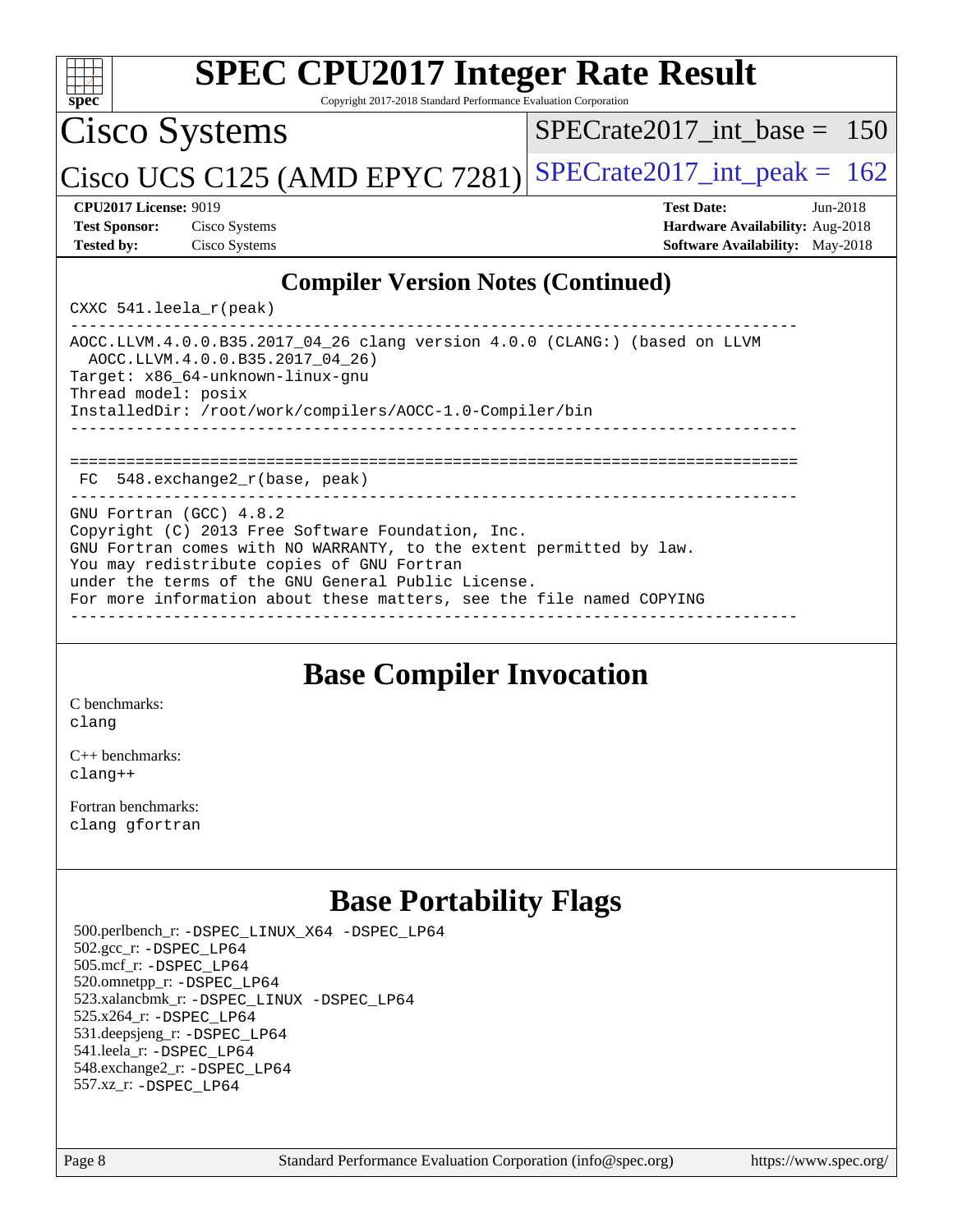# SPEC CPU2017 Integer Rate Result

Copyright 2017-2018 Standard Performance Evaluation Corporation

## Cisco Systems

## Cisco UCS C125 (AMD EPYC 7281)

SPECrate2017_int_base = 150

SPECrate2017_int_peak = 162

**CPU2017 License:** 9019
**Test Sponsor:** Cisco Systems
**Tested by:** Cisco Systems

**Test Date:** Jun-2018
**Hardware Availability:** Aug-2018
**Software Availability:** May-2018

## Compiler Version Notes (Continued)

```
CXXC 541.leela_r(peak)
------------------------------------------------------------------------------
AOCC.LLVM.4.0.0.B35.2017_04_26 clang version 4.0.0 (CLANG:) (based on LLVM
  AOCC.LLVM.4.0.0.B35.2017_04_26)
Target: x86_64-unknown-linux-gnu
Thread model: posix
InstalledDir: /root/work/compilers/AOCC-1.0-Compiler/bin
------------------------------------------------------------------------------

==============================================================================
 FC  548.exchange2_r(base, peak)
------------------------------------------------------------------------------
GNU Fortran (GCC) 4.8.2
Copyright (C) 2013 Free Software Foundation, Inc.
GNU Fortran comes with NO WARRANTY, to the extent permitted by law.
You may redistribute copies of GNU Fortran
under the terms of the GNU General Public License.
For more information about these matters, see the file named COPYING
------------------------------------------------------------------------------
```

## Base Compiler Invocation

C benchmarks:
clang

C++ benchmarks:
clang++

Fortran benchmarks:
clang gfortran

## Base Portability Flags

500.perlbench_r: -DSPEC_LINUX_X64 -DSPEC_LP64
502.gcc_r: -DSPEC_LP64
505.mcf_r: -DSPEC_LP64
520.omnetpp_r: -DSPEC_LP64
523.xalancbmk_r: -DSPEC_LINUX -DSPEC_LP64
525.x264_r: -DSPEC_LP64
531.deepsjeng_r: -DSPEC_LP64
541.leela_r: -DSPEC_LP64
548.exchange2_r: -DSPEC_LP64
557.xz_r: -DSPEC_LP64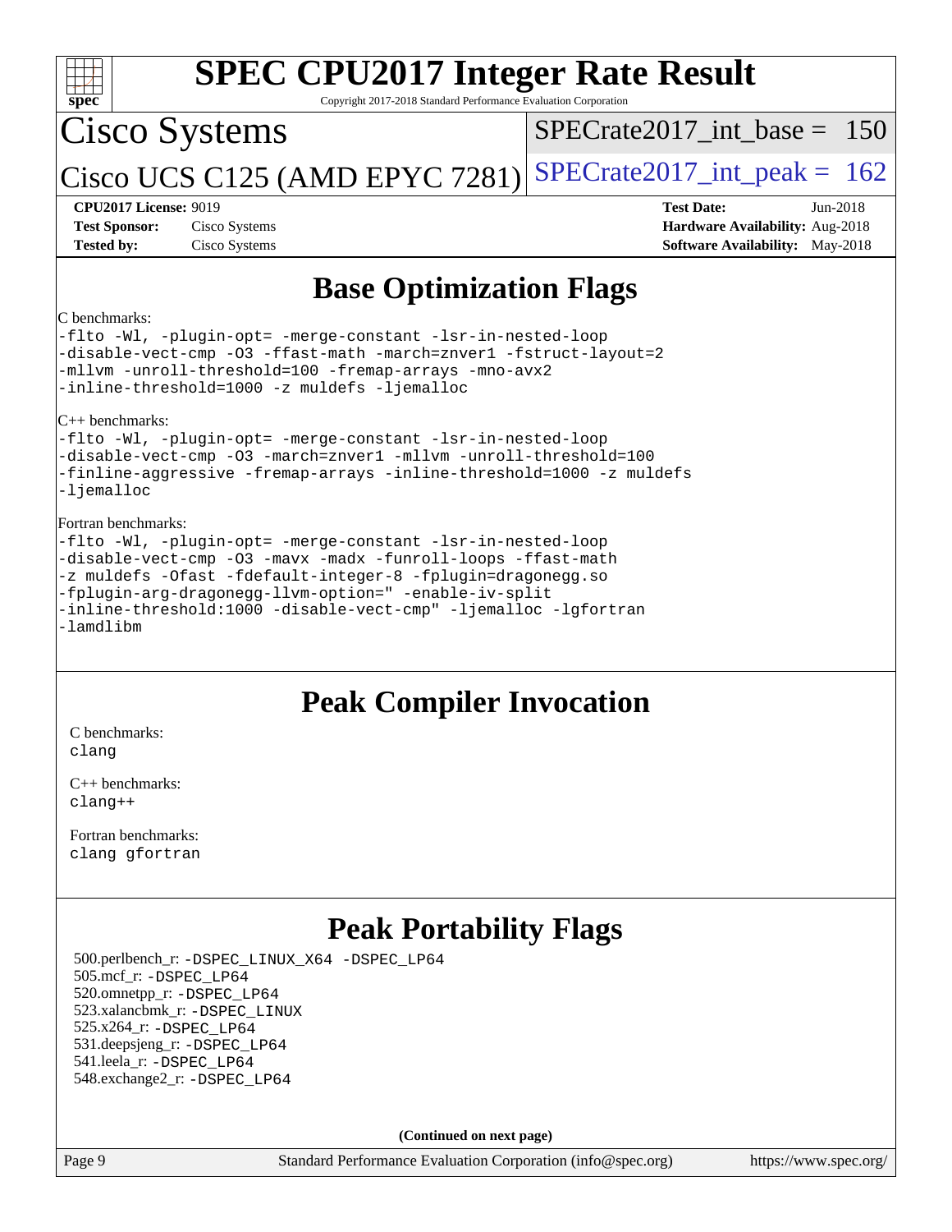# SPEC CPU2017 Integer Rate Result

Copyright 2017-2018 Standard Performance Evaluation Corporation

## Cisco Systems

## Cisco UCS C125 (AMD EPYC 7281)

SPECrate2017_int_base = 150

SPECrate2017_int_peak = 162

**CPU2017 License:** 9019
**Test Sponsor:** Cisco Systems
**Tested by:** Cisco Systems

**Test Date:** Jun-2018
**Hardware Availability:** Aug-2018
**Software Availability:** May-2018

## Base Optimization Flags

C benchmarks:

```
-flto -Wl, -plugin-opt= -merge-constant -lsr-in-nested-loop
-disable-vect-cmp -O3 -ffast-math -march=znver1 -fstruct-layout=2
-mllvm -unroll-threshold=100 -fremap-arrays -mno-avx2
-inline-threshold=1000 -z muldefs -ljemalloc
```

C++ benchmarks:

```
-flto -Wl, -plugin-opt= -merge-constant -lsr-in-nested-loop
-disable-vect-cmp -O3 -march=znver1 -mllvm -unroll-threshold=100
-finline-aggressive -fremap-arrays -inline-threshold=1000 -z muldefs
-ljemalloc
```

Fortran benchmarks:

```
-flto -Wl, -plugin-opt= -merge-constant -lsr-in-nested-loop
-disable-vect-cmp -O3 -mavx -madx -funroll-loops -ffast-math
-z muldefs -Ofast -fdefault-integer-8 -fplugin=dragonegg.so
-fplugin-arg-dragonegg-llvm-option=" -enable-iv-split
-inline-threshold:1000 -disable-vect-cmp" -ljemalloc -lgfortran
-lamdlibm
```

## Peak Compiler Invocation

C benchmarks:
`clang`

C++ benchmarks:
`clang++`

Fortran benchmarks:
`clang gfortran`

## Peak Portability Flags

500.perlbench_r: `-DSPEC_LINUX_X64 -DSPEC_LP64`
505.mcf_r: `-DSPEC_LP64`
520.omnetpp_r: `-DSPEC_LP64`
523.xalancbmk_r: `-DSPEC_LINUX`
525.x264_r: `-DSPEC_LP64`
531.deepsjeng_r: `-DSPEC_LP64`
541.leela_r: `-DSPEC_LP64`
548.exchange2_r: `-DSPEC_LP64`

**(Continued on next page)**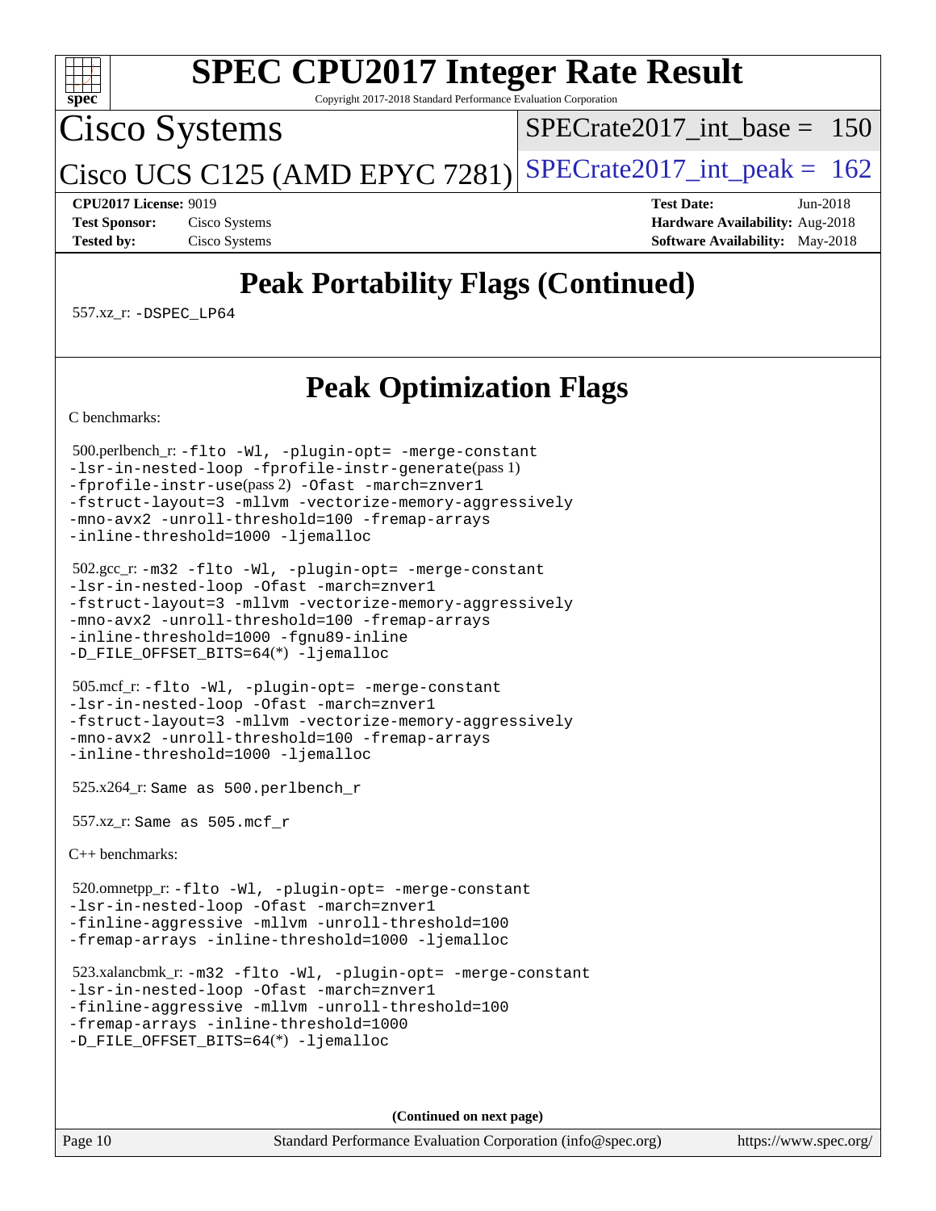# Peak Portability Flags (Continued)

557.xz_r: `-DSPEC_LP64`

# Peak Optimization Flags

C benchmarks:

500.perlbench_r: `-flto -Wl, -plugin-opt= -merge-constant -lsr-in-nested-loop -fprofile-instr-generate`(pass 1) `-fprofile-instr-use`(pass 2) `-Ofast -march=znver1 -fstruct-layout=3 -mllvm -vectorize-memory-aggressively -mno-avx2 -unroll-threshold=100 -fremap-arrays -inline-threshold=1000 -ljemalloc`

502.gcc_r: `-m32 -flto -Wl, -plugin-opt= -merge-constant -lsr-in-nested-loop -Ofast -march=znver1 -fstruct-layout=3 -mllvm -vectorize-memory-aggressively -mno-avx2 -unroll-threshold=100 -fremap-arrays -inline-threshold=1000 -fgnu89-inline -D_FILE_OFFSET_BITS=64`(*) `-ljemalloc`

505.mcf_r: `-flto -Wl, -plugin-opt= -merge-constant -lsr-in-nested-loop -Ofast -march=znver1 -fstruct-layout=3 -mllvm -vectorize-memory-aggressively -mno-avx2 -unroll-threshold=100 -fremap-arrays -inline-threshold=1000 -ljemalloc`

525.x264_r: Same as 500.perlbench_r

557.xz_r: Same as 505.mcf_r

C++ benchmarks:

520.omnetpp_r: `-flto -Wl, -plugin-opt= -merge-constant -lsr-in-nested-loop -Ofast -march=znver1 -finline-aggressive -mllvm -unroll-threshold=100 -fremap-arrays -inline-threshold=1000 -ljemalloc`

523.xalancbmk_r: `-m32 -flto -Wl, -plugin-opt= -merge-constant -lsr-in-nested-loop -Ofast -march=znver1 -finline-aggressive -mllvm -unroll-threshold=100 -fremap-arrays -inline-threshold=1000 -D_FILE_OFFSET_BITS=64`(*) `-ljemalloc`

**(Continued on next page)**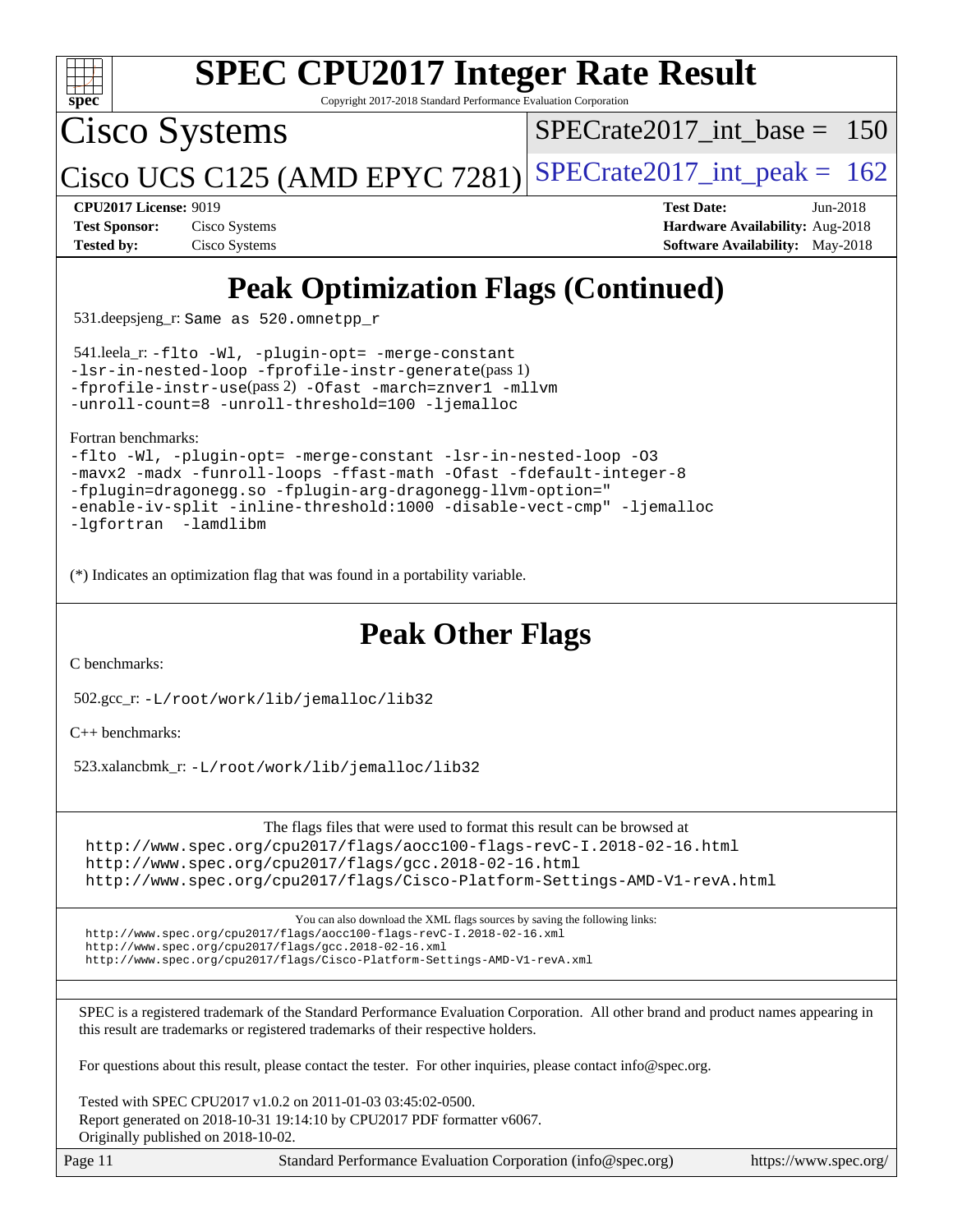# Peak Optimization Flags (Continued)

531.deepsjeng_r: Same as 520.omnetpp_r

541.leela_r: -flto -Wl, -plugin-opt= -merge-constant -lsr-in-nested-loop -fprofile-instr-generate(pass 1) -fprofile-instr-use(pass 2) -Ofast -march=znver1 -mllvm -unroll-count=8 -unroll-threshold=100 -ljemalloc

Fortran benchmarks:

-flto -Wl, -plugin-opt= -merge-constant -lsr-in-nested-loop -O3 -mavx2 -madx -funroll-loops -ffast-math -Ofast -fdefault-integer-8 -fplugin=dragonegg.so -fplugin-arg-dragonegg-llvm-option=" -enable-iv-split -inline-threshold:1000 -disable-vect-cmp" -ljemalloc -lgfortran -lamdlibm

(*) Indicates an optimization flag that was found in a portability variable.

# Peak Other Flags

C benchmarks:

502.gcc_r: -L/root/work/lib/jemalloc/lib32

C++ benchmarks:

523.xalancbmk_r: -L/root/work/lib/jemalloc/lib32

The flags files that were used to format this result can be browsed at
http://www.spec.org/cpu2017/flags/aocc100-flags-revC-I.2018-02-16.html
http://www.spec.org/cpu2017/flags/gcc.2018-02-16.html
http://www.spec.org/cpu2017/flags/Cisco-Platform-Settings-AMD-V1-revA.html

You can also download the XML flags sources by saving the following links:
http://www.spec.org/cpu2017/flags/aocc100-flags-revC-I.2018-02-16.xml
http://www.spec.org/cpu2017/flags/gcc.2018-02-16.xml
http://www.spec.org/cpu2017/flags/Cisco-Platform-Settings-AMD-V1-revA.xml

SPEC is a registered trademark of the Standard Performance Evaluation Corporation. All other brand and product names appearing in this result are trademarks or registered trademarks of their respective holders.

For questions about this result, please contact the tester. For other inquiries, please contact info@spec.org.

Tested with SPEC CPU2017 v1.0.2 on 2011-01-03 03:45:02-0500.
Report generated on 2018-10-31 19:14:10 by CPU2017 PDF formatter v6067.
Originally published on 2018-10-02.